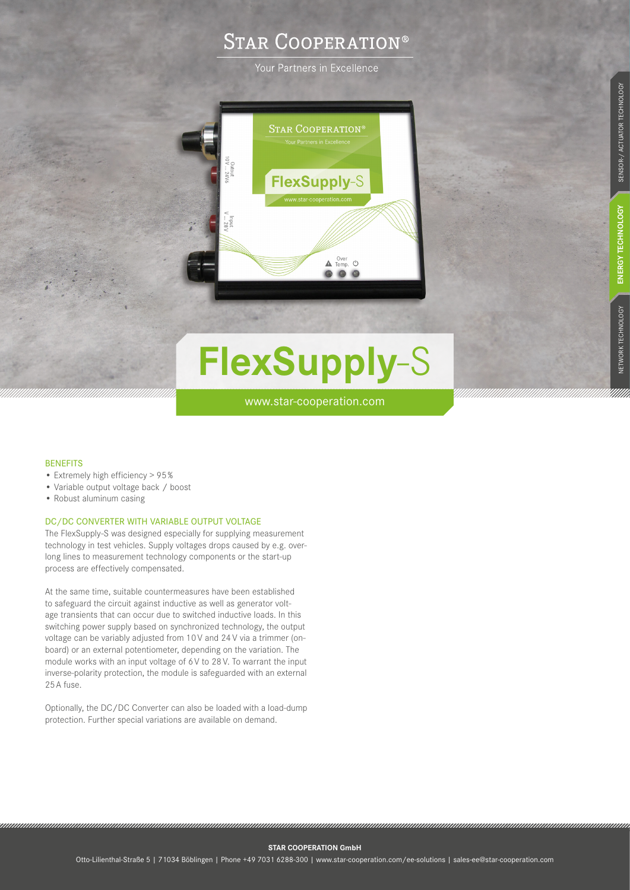# Star Cooperation®

Your Partners in Excellence

# FlexSupply-S

www.star-cooperation.com

SENSOR-/ ACTUATOR TECHNOLOGY

ENERGY TECHNOLOGY

NETWORK TECHNOLOGY

## BENEFITS

- Extremely high efficiency > 95 %
- Variable output voltage back / boost
- Robust aluminum casing

## DC/DC CONVERTER WITH VARIABLE OUTPUT VOLTAGE

The FlexSupply-S was designed especially for supplying measurement technology in test vehicles. Supply voltages drops caused by e.g. overlong lines to measurement technology components or the start-up process are effectively compensated.

At the same time, suitable countermeasures have been established to safeguard the circuit against inductive as well as generator voltage transients that can occur due to switched inductive loads. In this switching power supply based on synchronized technology, the output voltage can be variably adjusted from 10 V and 24 V via a trimmer (onboard) or an external potentiometer, depending on the variation. The module works with an input voltage of 6 V to 28 V. To warrant the input inverse-polarity protection, the module is safeguarded with an external 25 A fuse.

Optionally, the DC/DC Converter can also be loaded with a load-dump protection. Further special variations are available on demand.

**STAR COOPERATION GmbH**

Otto-Lilienthal-Straße 5 | 71034 Böblingen | Phone +49 7031 6288-300 | www.star-cooperation.com/ee-solutions | sales-ee@star-cooperation.com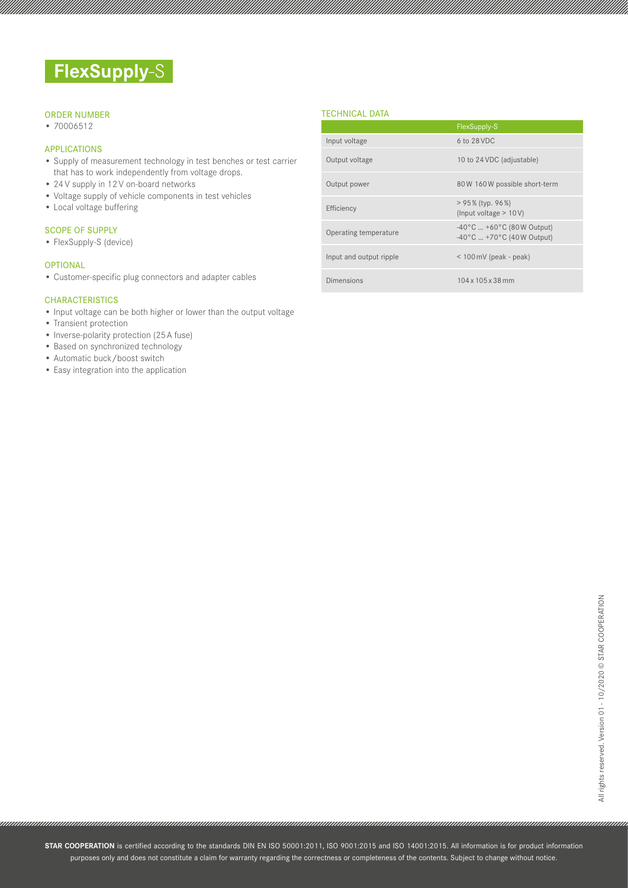# FlexSupply-S

## ORDER NUMBER

- 70006512

## APPLICATIONS

- Supply of measurement technology in test benches or test carrier that has to work independently from voltage drops.
- 24 V supply in 12 V on-board networks
- Voltage supply of vehicle components in test vehicles
- Local voltage buffering

## SCOPE OF SUPPLY

- FlexSupply-S (device)

## OPTIONAL

- Customer-specific plug connectors and adapter cables

## CHARACTERISTICS

- Input voltage can be both higher or lower than the output voltage
- Transient protection
- Inverse-polarity protection (25 A fuse)
- Based on synchronized technology
- Automatic buck / boost switch
- Easy integration into the application

## TECHNICAL DATA

| | FlexSupply-S |
|---|---|
| Input voltage | 6 to 28 VDC |
| Output voltage | 10 to 24 VDC (adjustable) |
| Output power | 80 W 160 W possible short-term |
| Efficiency | > 95 % (typ. 96 %)<br>(Input voltage > 10 V) |
| Operating temperature | -40 °C ... +60 °C (80 W Output)<br>-40 °C ... +70 °C (40 W Output) |
| Input and output ripple | < 100 mV (peak - peak) |
| Dimensions | 104 x 105 x 38 mm |

All rights reserved. Version 01 - 10/2020 © STAR COOPERATION

**STAR COOPERATION** is certified according to the standards DIN EN ISO 50001:2011, ISO 9001:2015 and ISO 14001:2015. All information is for product information purposes only and does not constitute a claim for warranty regarding the correctness or completeness of the contents. Subject to change without notice.